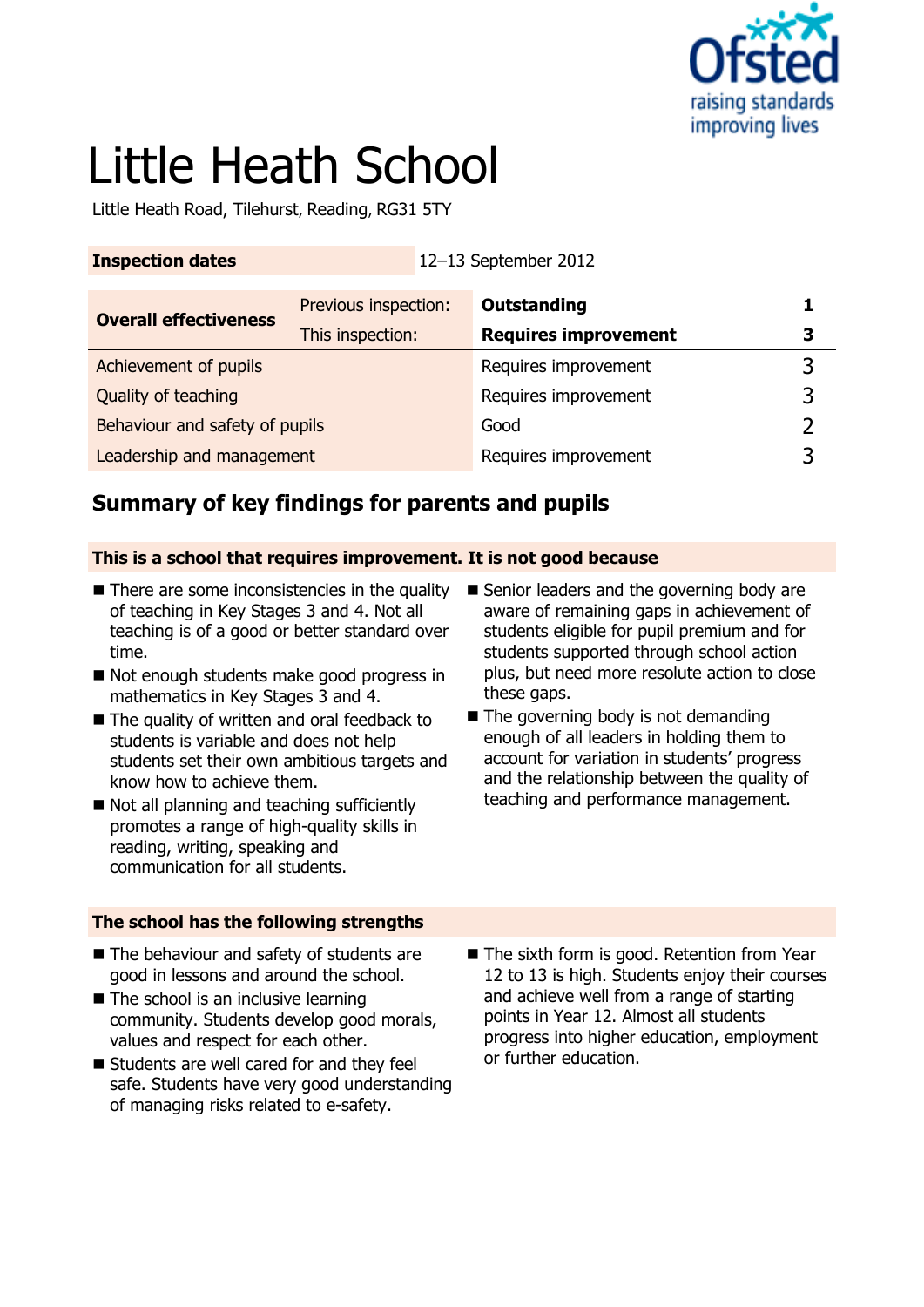# Little Heath School

Little Heath Road, Tilehurst, Reading, RG31 5TY

| **Inspection dates** | | 12–13 September 2012 | |
|---|---|---|---|
| **Overall effectiveness** | Previous inspection: | **Outstanding** | **1** |
| | This inspection: | **Requires improvement** | **3** |
| Achievement of pupils | | Requires improvement | 3 |
| Quality of teaching | | Requires improvement | 3 |
| Behaviour and safety of pupils | | Good | 2 |
| Leadership and management | | Requires improvement | 3 |

## Summary of key findings for parents and pupils

### This is a school that requires improvement. It is not good because

- There are some inconsistencies in the quality of teaching in Key Stages 3 and 4. Not all teaching is of a good or better standard over time.
- Not enough students make good progress in mathematics in Key Stages 3 and 4.
- The quality of written and oral feedback to students is variable and does not help students set their own ambitious targets and know how to achieve them.
- Not all planning and teaching sufficiently promotes a range of high-quality skills in reading, writing, speaking and communication for all students.
- Senior leaders and the governing body are aware of remaining gaps in achievement of students eligible for pupil premium and for students supported through school action plus, but need more resolute action to close these gaps.
- The governing body is not demanding enough of all leaders in holding them to account for variation in students' progress and the relationship between the quality of teaching and performance management.

### The school has the following strengths

- The behaviour and safety of students are good in lessons and around the school.
- The school is an inclusive learning community. Students develop good morals, values and respect for each other.
- Students are well cared for and they feel safe. Students have very good understanding of managing risks related to e-safety.
- The sixth form is good. Retention from Year 12 to 13 is high. Students enjoy their courses and achieve well from a range of starting points in Year 12. Almost all students progress into higher education, employment or further education.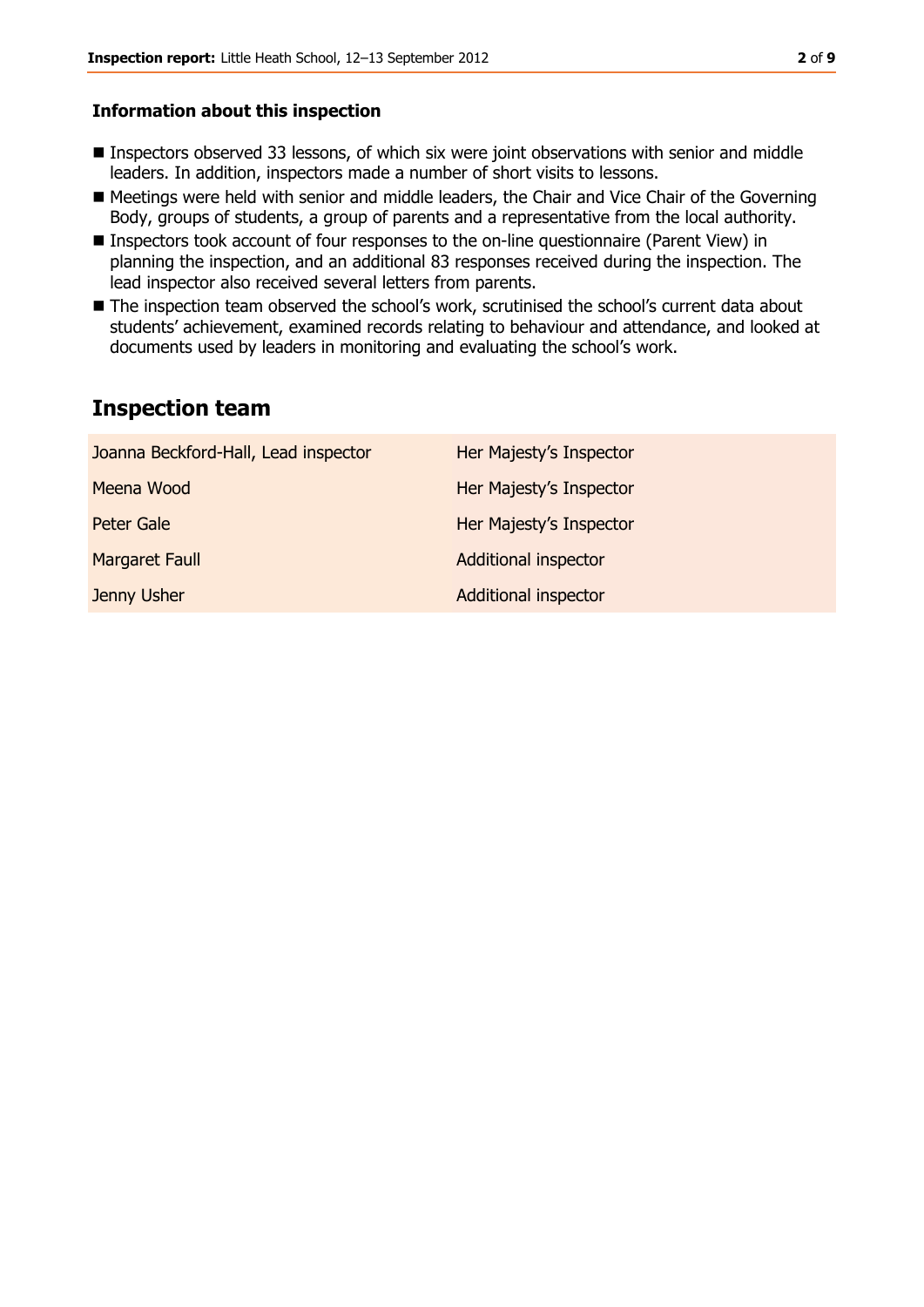### Information about this inspection

- Inspectors observed 33 lessons, of which six were joint observations with senior and middle leaders. In addition, inspectors made a number of short visits to lessons.
- Meetings were held with senior and middle leaders, the Chair and Vice Chair of the Governing Body, groups of students, a group of parents and a representative from the local authority.
- Inspectors took account of four responses to the on-line questionnaire (Parent View) in planning the inspection, and an additional 83 responses received during the inspection. The lead inspector also received several letters from parents.
- The inspection team observed the school's work, scrutinised the school's current data about students' achievement, examined records relating to behaviour and attendance, and looked at documents used by leaders in monitoring and evaluating the school's work.

## Inspection team

| | |
|---|---|
| Joanna Beckford-Hall, Lead inspector | Her Majesty's Inspector |
| Meena Wood | Her Majesty's Inspector |
| Peter Gale | Her Majesty's Inspector |
| Margaret Faull | Additional inspector |
| Jenny Usher | Additional inspector |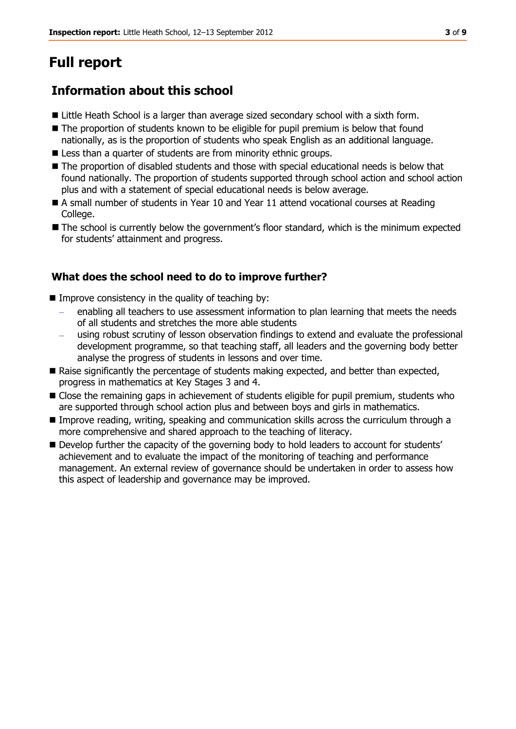# Full report

## Information about this school

- Little Heath School is a larger than average sized secondary school with a sixth form.
- The proportion of students known to be eligible for pupil premium is below that found nationally, as is the proportion of students who speak English as an additional language.
- Less than a quarter of students are from minority ethnic groups.
- The proportion of disabled students and those with special educational needs is below that found nationally. The proportion of students supported through school action and school action plus and with a statement of special educational needs is below average.
- A small number of students in Year 10 and Year 11 attend vocational courses at Reading College.
- The school is currently below the government's floor standard, which is the minimum expected for students' attainment and progress.

### What does the school need to do to improve further?

- Improve consistency in the quality of teaching by:
  - enabling all teachers to use assessment information to plan learning that meets the needs of all students and stretches the more able students
  - using robust scrutiny of lesson observation findings to extend and evaluate the professional development programme, so that teaching staff, all leaders and the governing body better analyse the progress of students in lessons and over time.
- Raise significantly the percentage of students making expected, and better than expected, progress in mathematics at Key Stages 3 and 4.
- Close the remaining gaps in achievement of students eligible for pupil premium, students who are supported through school action plus and between boys and girls in mathematics.
- Improve reading, writing, speaking and communication skills across the curriculum through a more comprehensive and shared approach to the teaching of literacy.
- Develop further the capacity of the governing body to hold leaders to account for students' achievement and to evaluate the impact of the monitoring of teaching and performance management. An external review of governance should be undertaken in order to assess how this aspect of leadership and governance may be improved.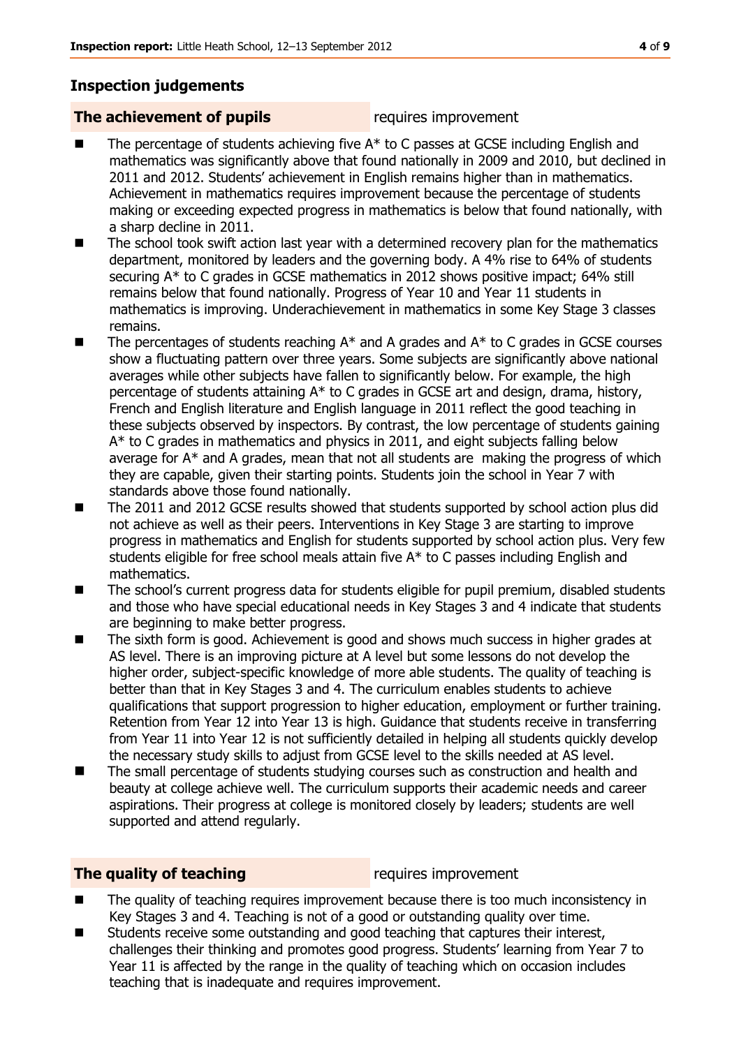## Inspection judgements

**The achievement of pupils** requires improvement

- The percentage of students achieving five A* to C passes at GCSE including English and mathematics was significantly above that found nationally in 2009 and 2010, but declined in 2011 and 2012. Students' achievement in English remains higher than in mathematics. Achievement in mathematics requires improvement because the percentage of students making or exceeding expected progress in mathematics is below that found nationally, with a sharp decline in 2011.
- The school took swift action last year with a determined recovery plan for the mathematics department, monitored by leaders and the governing body. A 4% rise to 64% of students securing A* to C grades in GCSE mathematics in 2012 shows positive impact; 64% still remains below that found nationally. Progress of Year 10 and Year 11 students in mathematics is improving. Underachievement in mathematics in some Key Stage 3 classes remains.
- The percentages of students reaching A* and A grades and A* to C grades in GCSE courses show a fluctuating pattern over three years. Some subjects are significantly above national averages while other subjects have fallen to significantly below. For example, the high percentage of students attaining A* to C grades in GCSE art and design, drama, history, French and English literature and English language in 2011 reflect the good teaching in these subjects observed by inspectors. By contrast, the low percentage of students gaining A* to C grades in mathematics and physics in 2011, and eight subjects falling below average for A* and A grades, mean that not all students are making the progress of which they are capable, given their starting points. Students join the school in Year 7 with standards above those found nationally.
- The 2011 and 2012 GCSE results showed that students supported by school action plus did not achieve as well as their peers. Interventions in Key Stage 3 are starting to improve progress in mathematics and English for students supported by school action plus. Very few students eligible for free school meals attain five A* to C passes including English and mathematics.
- The school's current progress data for students eligible for pupil premium, disabled students and those who have special educational needs in Key Stages 3 and 4 indicate that students are beginning to make better progress.
- The sixth form is good. Achievement is good and shows much success in higher grades at AS level. There is an improving picture at A level but some lessons do not develop the higher order, subject-specific knowledge of more able students. The quality of teaching is better than that in Key Stages 3 and 4. The curriculum enables students to achieve qualifications that support progression to higher education, employment or further training. Retention from Year 12 into Year 13 is high. Guidance that students receive in transferring from Year 11 into Year 12 is not sufficiently detailed in helping all students quickly develop the necessary study skills to adjust from GCSE level to the skills needed at AS level.
- The small percentage of students studying courses such as construction and health and beauty at college achieve well. The curriculum supports their academic needs and career aspirations. Their progress at college is monitored closely by leaders; students are well supported and attend regularly.

**The quality of teaching** requires improvement

- The quality of teaching requires improvement because there is too much inconsistency in Key Stages 3 and 4. Teaching is not of a good or outstanding quality over time.
- Students receive some outstanding and good teaching that captures their interest, challenges their thinking and promotes good progress. Students' learning from Year 7 to Year 11 is affected by the range in the quality of teaching which on occasion includes teaching that is inadequate and requires improvement.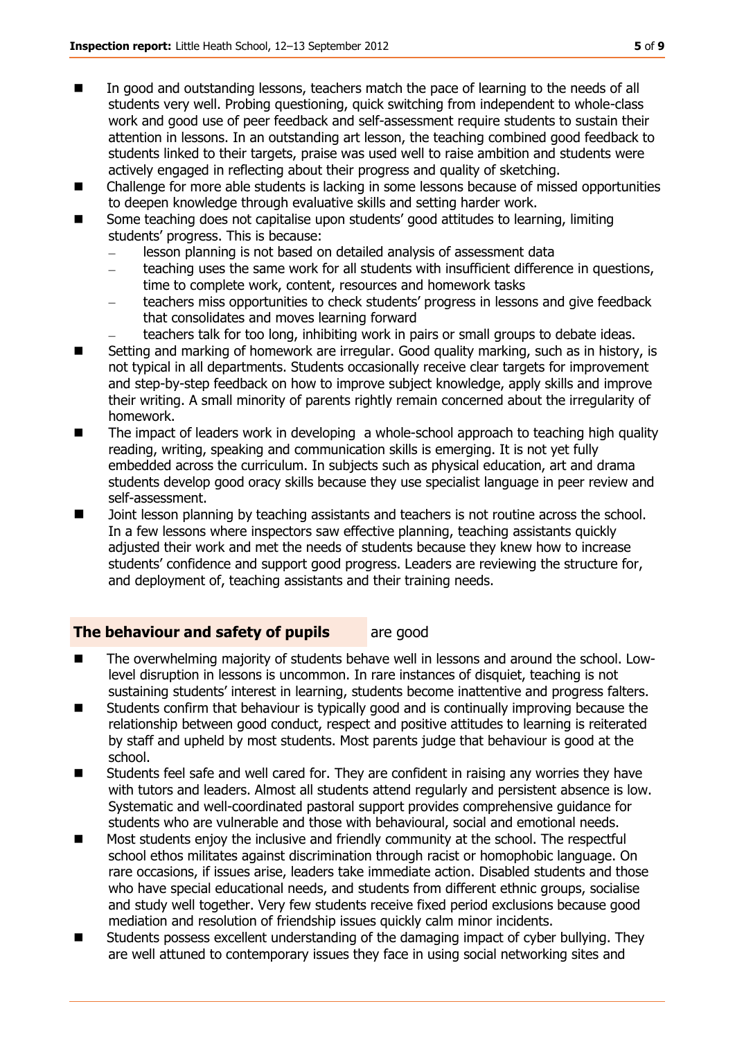- In good and outstanding lessons, teachers match the pace of learning to the needs of all students very well. Probing questioning, quick switching from independent to whole-class work and good use of peer feedback and self-assessment require students to sustain their attention in lessons. In an outstanding art lesson, the teaching combined good feedback to students linked to their targets, praise was used well to raise ambition and students were actively engaged in reflecting about their progress and quality of sketching.
- Challenge for more able students is lacking in some lessons because of missed opportunities to deepen knowledge through evaluative skills and setting harder work.
- Some teaching does not capitalise upon students' good attitudes to learning, limiting students' progress. This is because:
  - lesson planning is not based on detailed analysis of assessment data
  - teaching uses the same work for all students with insufficient difference in questions, time to complete work, content, resources and homework tasks
  - teachers miss opportunities to check students' progress in lessons and give feedback that consolidates and moves learning forward
  - teachers talk for too long, inhibiting work in pairs or small groups to debate ideas.
- Setting and marking of homework are irregular. Good quality marking, such as in history, is not typical in all departments. Students occasionally receive clear targets for improvement and step-by-step feedback on how to improve subject knowledge, apply skills and improve their writing. A small minority of parents rightly remain concerned about the irregularity of homework.
- The impact of leaders work in developing a whole-school approach to teaching high quality reading, writing, speaking and communication skills is emerging. It is not yet fully embedded across the curriculum. In subjects such as physical education, art and drama students develop good oracy skills because they use specialist language in peer review and self-assessment.
- Joint lesson planning by teaching assistants and teachers is not routine across the school. In a few lessons where inspectors saw effective planning, teaching assistants quickly adjusted their work and met the needs of students because they knew how to increase students' confidence and support good progress. Leaders are reviewing the structure for, and deployment of, teaching assistants and their training needs.

## The behaviour and safety of pupils are good

- The overwhelming majority of students behave well in lessons and around the school. Low-level disruption in lessons is uncommon. In rare instances of disquiet, teaching is not sustaining students' interest in learning, students become inattentive and progress falters.
- Students confirm that behaviour is typically good and is continually improving because the relationship between good conduct, respect and positive attitudes to learning is reiterated by staff and upheld by most students. Most parents judge that behaviour is good at the school.
- Students feel safe and well cared for. They are confident in raising any worries they have with tutors and leaders. Almost all students attend regularly and persistent absence is low. Systematic and well-coordinated pastoral support provides comprehensive guidance for students who are vulnerable and those with behavioural, social and emotional needs.
- Most students enjoy the inclusive and friendly community at the school. The respectful school ethos militates against discrimination through racist or homophobic language. On rare occasions, if issues arise, leaders take immediate action. Disabled students and those who have special educational needs, and students from different ethnic groups, socialise and study well together. Very few students receive fixed period exclusions because good mediation and resolution of friendship issues quickly calm minor incidents.
- Students possess excellent understanding of the damaging impact of cyber bullying. They are well attuned to contemporary issues they face in using social networking sites and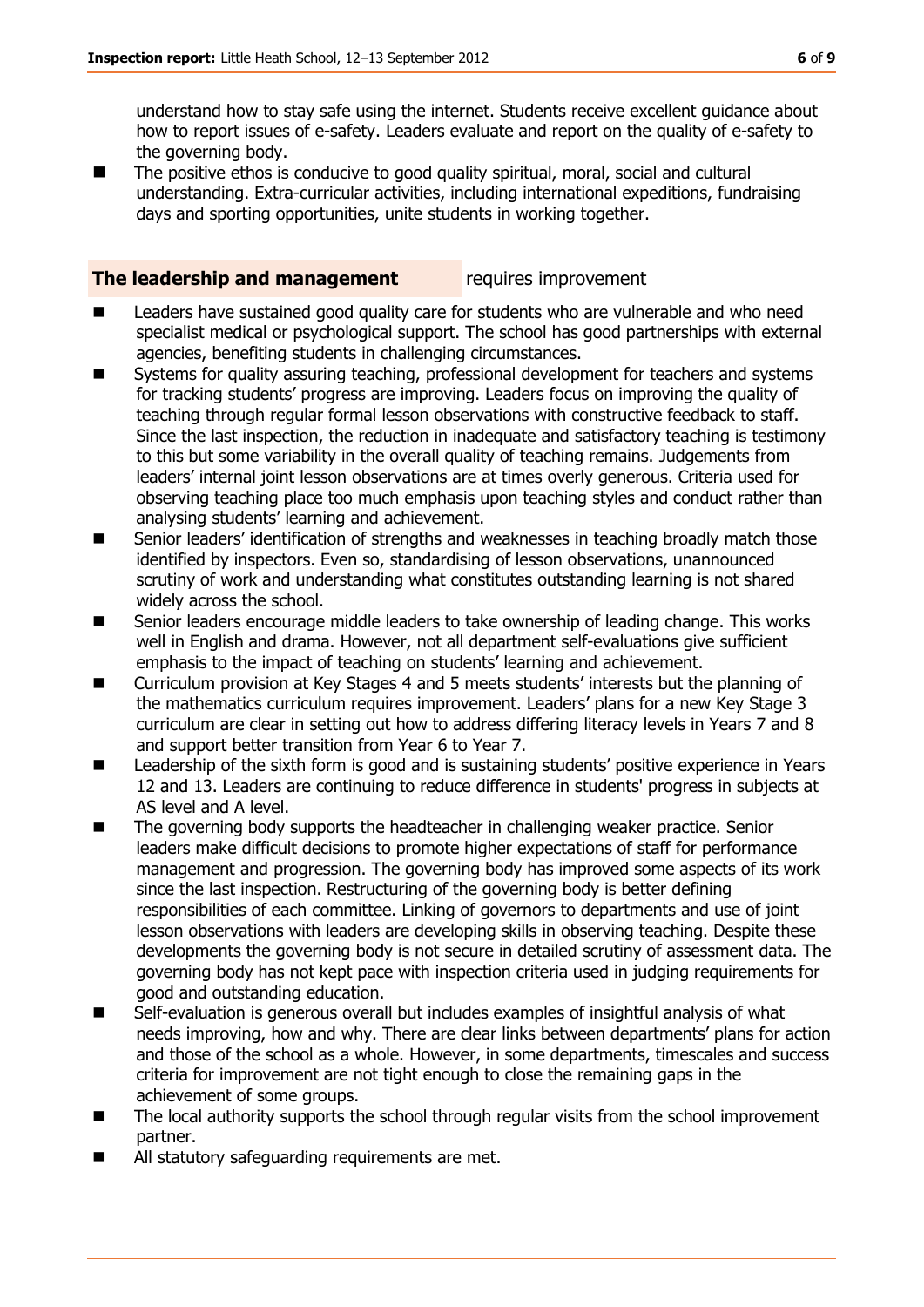understand how to stay safe using the internet. Students receive excellent guidance about how to report issues of e-safety. Leaders evaluate and report on the quality of e-safety to the governing body.

- The positive ethos is conducive to good quality spiritual, moral, social and cultural understanding. Extra-curricular activities, including international expeditions, fundraising days and sporting opportunities, unite students in working together.

## The leadership and management requires improvement

- Leaders have sustained good quality care for students who are vulnerable and who need specialist medical or psychological support. The school has good partnerships with external agencies, benefiting students in challenging circumstances.
- Systems for quality assuring teaching, professional development for teachers and systems for tracking students' progress are improving. Leaders focus on improving the quality of teaching through regular formal lesson observations with constructive feedback to staff. Since the last inspection, the reduction in inadequate and satisfactory teaching is testimony to this but some variability in the overall quality of teaching remains. Judgements from leaders' internal joint lesson observations are at times overly generous. Criteria used for observing teaching place too much emphasis upon teaching styles and conduct rather than analysing students' learning and achievement.
- Senior leaders' identification of strengths and weaknesses in teaching broadly match those identified by inspectors. Even so, standardising of lesson observations, unannounced scrutiny of work and understanding what constitutes outstanding learning is not shared widely across the school.
- Senior leaders encourage middle leaders to take ownership of leading change. This works well in English and drama. However, not all department self-evaluations give sufficient emphasis to the impact of teaching on students' learning and achievement.
- Curriculum provision at Key Stages 4 and 5 meets students' interests but the planning of the mathematics curriculum requires improvement. Leaders' plans for a new Key Stage 3 curriculum are clear in setting out how to address differing literacy levels in Years 7 and 8 and support better transition from Year 6 to Year 7.
- Leadership of the sixth form is good and is sustaining students' positive experience in Years 12 and 13. Leaders are continuing to reduce difference in students' progress in subjects at AS level and A level.
- The governing body supports the headteacher in challenging weaker practice. Senior leaders make difficult decisions to promote higher expectations of staff for performance management and progression. The governing body has improved some aspects of its work since the last inspection. Restructuring of the governing body is better defining responsibilities of each committee. Linking of governors to departments and use of joint lesson observations with leaders are developing skills in observing teaching. Despite these developments the governing body is not secure in detailed scrutiny of assessment data. The governing body has not kept pace with inspection criteria used in judging requirements for good and outstanding education.
- Self-evaluation is generous overall but includes examples of insightful analysis of what needs improving, how and why. There are clear links between departments' plans for action and those of the school as a whole. However, in some departments, timescales and success criteria for improvement are not tight enough to close the remaining gaps in the achievement of some groups.
- The local authority supports the school through regular visits from the school improvement partner.
- All statutory safeguarding requirements are met.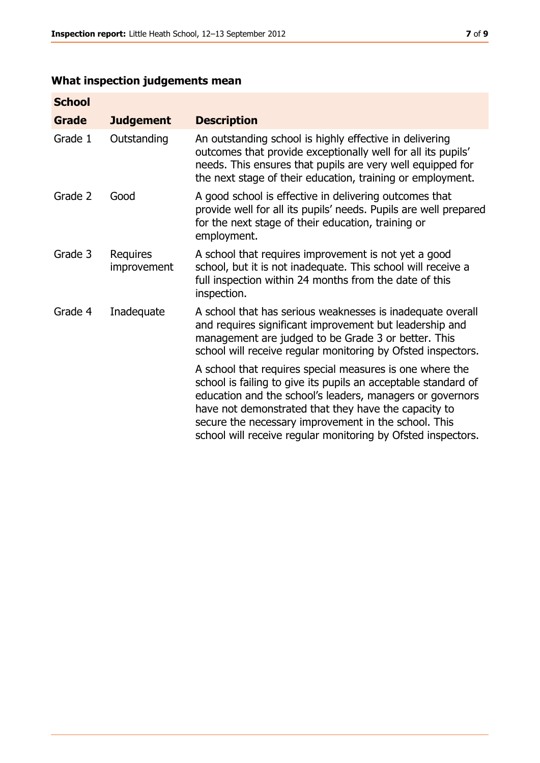## What inspection judgements mean

| School | | |
|---|---|---|
| **Grade** | **Judgement** | **Description** |
| Grade 1 | Outstanding | An outstanding school is highly effective in delivering outcomes that provide exceptionally well for all its pupils' needs. This ensures that pupils are very well equipped for the next stage of their education, training or employment. |
| Grade 2 | Good | A good school is effective in delivering outcomes that provide well for all its pupils' needs. Pupils are well prepared for the next stage of their education, training or employment. |
| Grade 3 | Requires improvement | A school that requires improvement is not yet a good school, but it is not inadequate. This school will receive a full inspection within 24 months from the date of this inspection. |
| Grade 4 | Inadequate | A school that has serious weaknesses is inadequate overall and requires significant improvement but leadership and management are judged to be Grade 3 or better. This school will receive regular monitoring by Ofsted inspectors. |
| | | A school that requires special measures is one where the school is failing to give its pupils an acceptable standard of education and the school's leaders, managers or governors have not demonstrated that they have the capacity to secure the necessary improvement in the school. This school will receive regular monitoring by Ofsted inspectors. |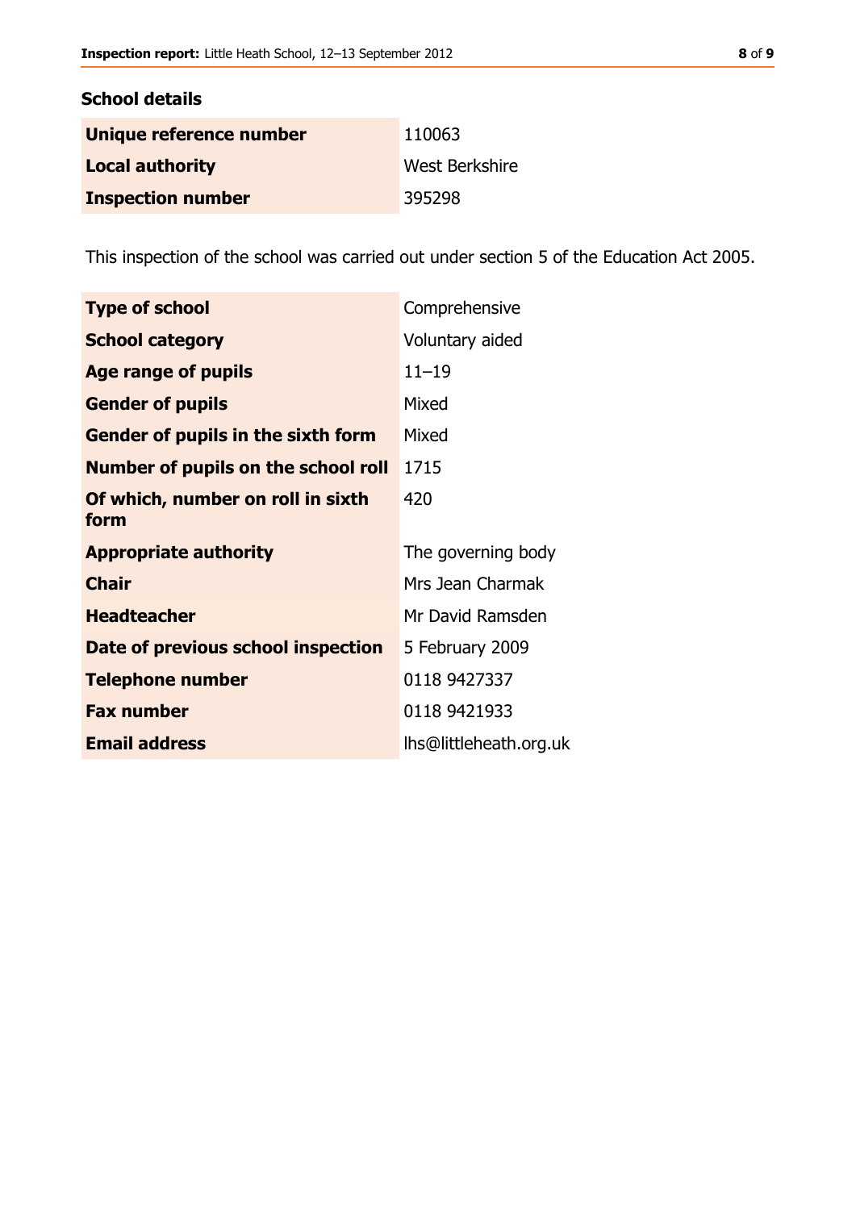## School details

| | |
|---|---|
| **Unique reference number** | 110063 |
| **Local authority** | West Berkshire |
| **Inspection number** | 395298 |

This inspection of the school was carried out under section 5 of the Education Act 2005.

| | |
|---|---|
| **Type of school** | Comprehensive |
| **School category** | Voluntary aided |
| **Age range of pupils** | 11–19 |
| **Gender of pupils** | Mixed |
| **Gender of pupils in the sixth form** | Mixed |
| **Number of pupils on the school roll** | 1715 |
| **Of which, number on roll in sixth form** | 420 |
| **Appropriate authority** | The governing body |
| **Chair** | Mrs Jean Charmak |
| **Headteacher** | Mr David Ramsden |
| **Date of previous school inspection** | 5 February 2009 |
| **Telephone number** | 0118 9427337 |
| **Fax number** | 0118 9421933 |
| **Email address** | lhs@littleheath.org.uk |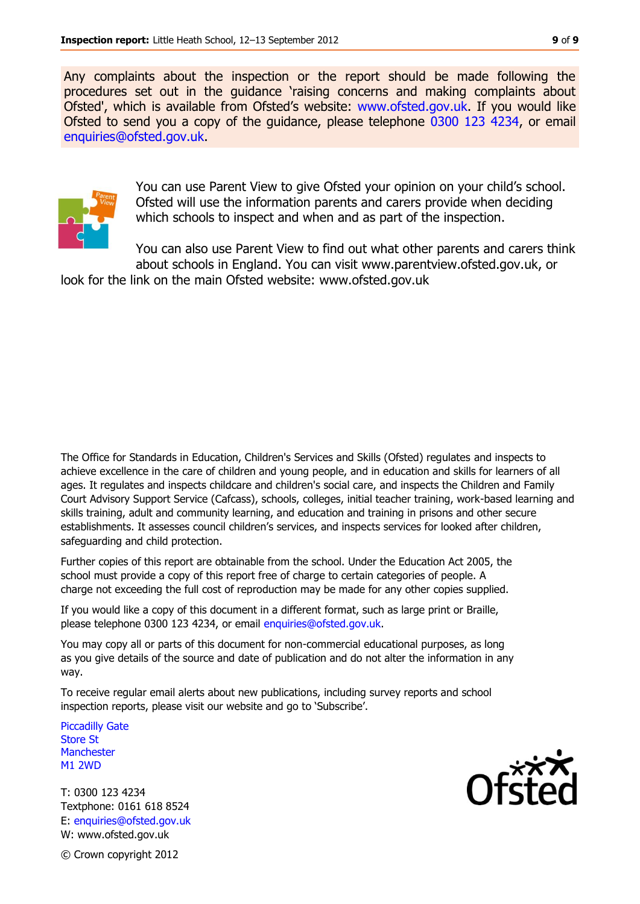Any complaints about the inspection or the report should be made following the procedures set out in the guidance 'raising concerns and making complaints about Ofsted', which is available from Ofsted's website: www.ofsted.gov.uk. If you would like Ofsted to send you a copy of the guidance, please telephone 0300 123 4234, or email enquiries@ofsted.gov.uk.

You can use Parent View to give Ofsted your opinion on your child's school. Ofsted will use the information parents and carers provide when deciding which schools to inspect and when and as part of the inspection.

You can also use Parent View to find out what other parents and carers think about schools in England. You can visit www.parentview.ofsted.gov.uk, or look for the link on the main Ofsted website: www.ofsted.gov.uk

The Office for Standards in Education, Children's Services and Skills (Ofsted) regulates and inspects to achieve excellence in the care of children and young people, and in education and skills for learners of all ages. It regulates and inspects childcare and children's social care, and inspects the Children and Family Court Advisory Support Service (Cafcass), schools, colleges, initial teacher training, work-based learning and skills training, adult and community learning, and education and training in prisons and other secure establishments. It assesses council children's services, and inspects services for looked after children, safeguarding and child protection.

Further copies of this report are obtainable from the school. Under the Education Act 2005, the school must provide a copy of this report free of charge to certain categories of people. A charge not exceeding the full cost of reproduction may be made for any other copies supplied.

If you would like a copy of this document in a different format, such as large print or Braille, please telephone 0300 123 4234, or email enquiries@ofsted.gov.uk.

You may copy all or parts of this document for non-commercial educational purposes, as long as you give details of the source and date of publication and do not alter the information in any way.

To receive regular email alerts about new publications, including survey reports and school inspection reports, please visit our website and go to 'Subscribe'.

Piccadilly Gate
Store St
Manchester
M1 2WD

T: 0300 123 4234
Textphone: 0161 618 8524
E: enquiries@ofsted.gov.uk
W: www.ofsted.gov.uk

© Crown copyright 2012